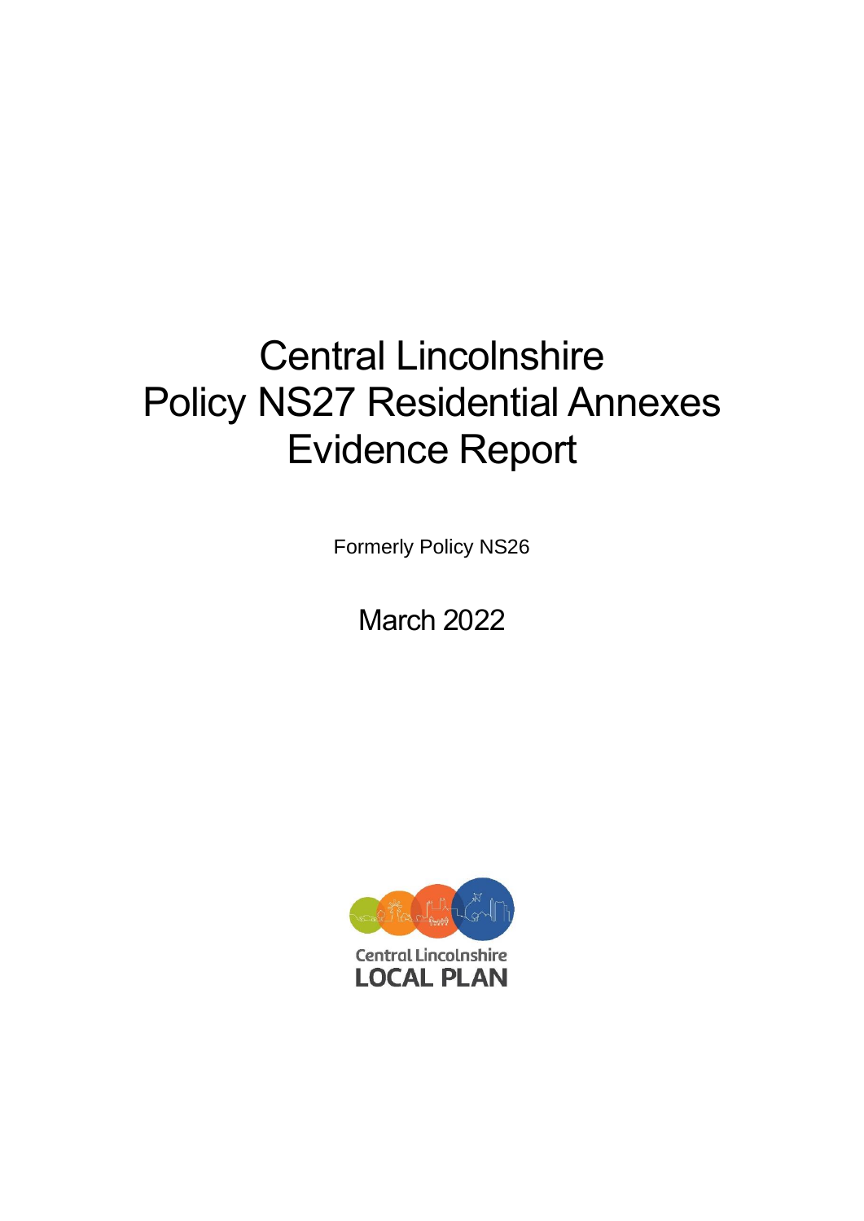# Central Lincolnshire
# Policy NS27 Residential Annexes
# Evidence Report

Formerly Policy NS26

March 2022

Central Lincolnshire
LOCAL PLAN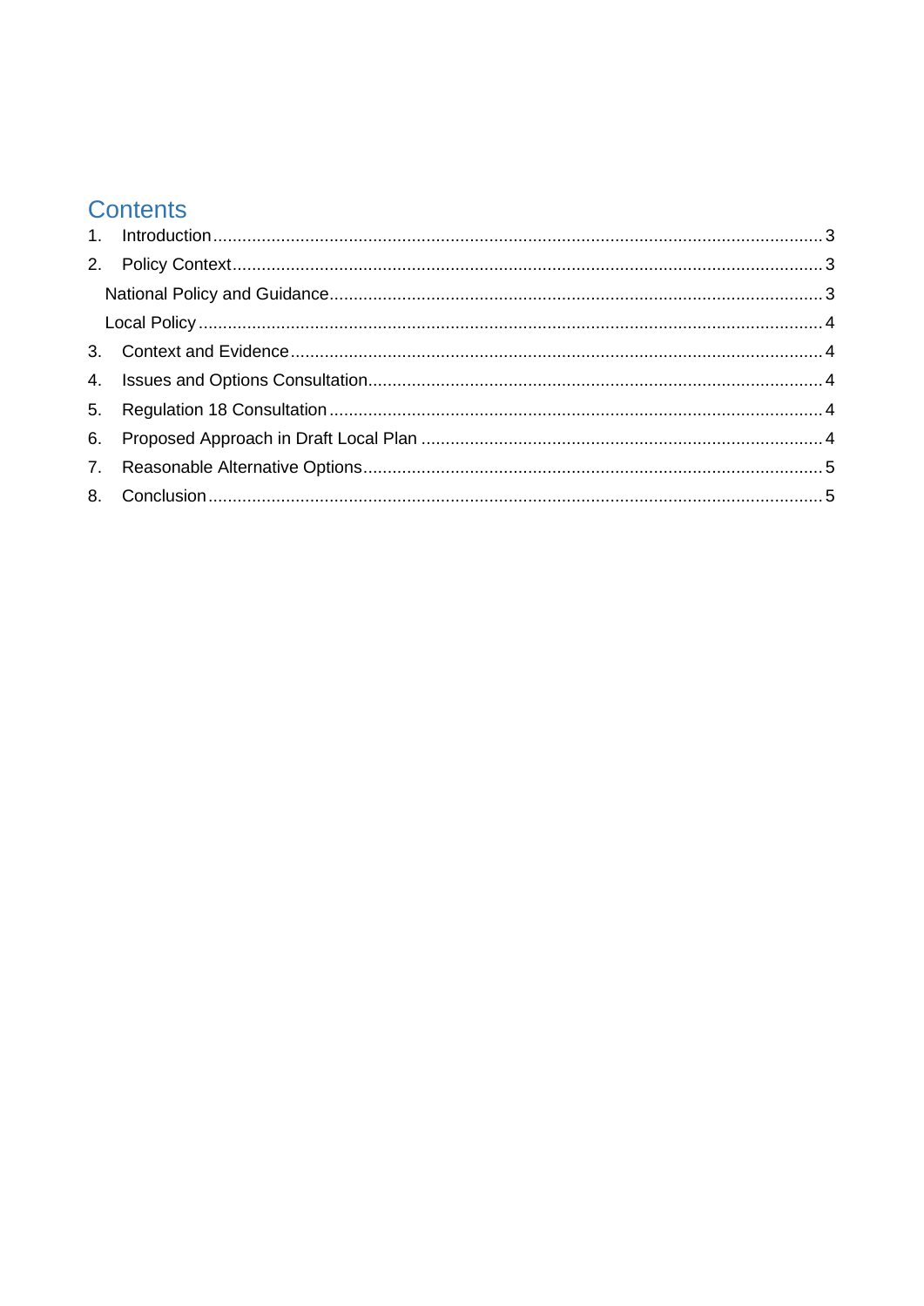# Contents

1. Introduction ........................................................................................................................ 3
2. Policy Context .................................................................................................................... 3
   - National Policy and Guidance ............................................................................................. 3
   - Local Policy ........................................................................................................................ 4
3. Context and Evidence ......................................................................................................... 4
4. Issues and Options Consultation ......................................................................................... 4
5. Regulation 18 Consultation ................................................................................................. 4
6. Proposed Approach in Draft Local Plan .............................................................................. 4
7. Reasonable Alternative Options .......................................................................................... 5
8. Conclusion .......................................................................................................................... 5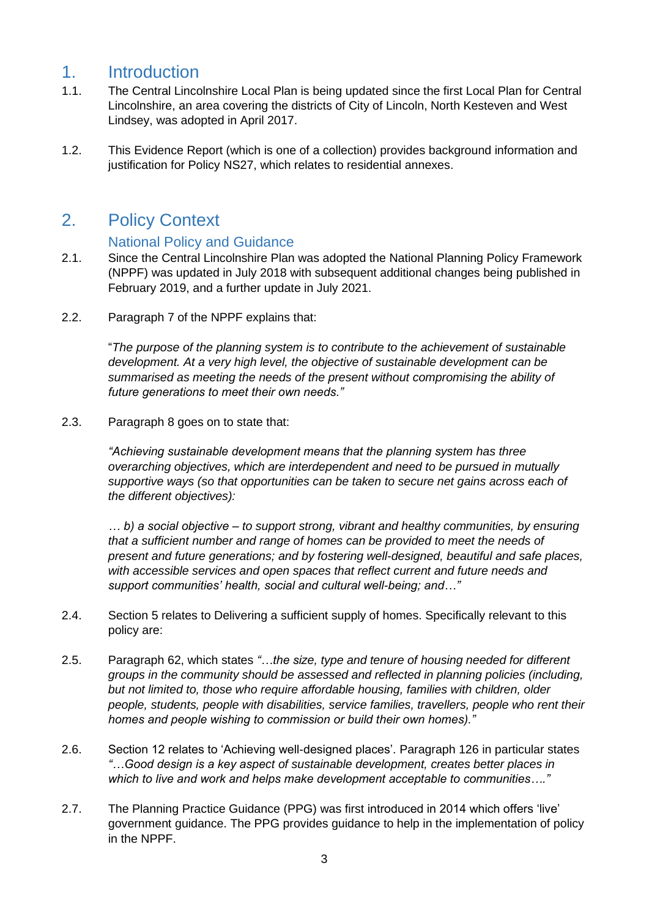# 1. Introduction

1.1. The Central Lincolnshire Local Plan is being updated since the first Local Plan for Central Lincolnshire, an area covering the districts of City of Lincoln, North Kesteven and West Lindsey, was adopted in April 2017.

1.2. This Evidence Report (which is one of a collection) provides background information and justification for Policy NS27, which relates to residential annexes.

# 2. Policy Context

## National Policy and Guidance

2.1. Since the Central Lincolnshire Plan was adopted the National Planning Policy Framework (NPPF) was updated in July 2018 with subsequent additional changes being published in February 2019, and a further update in July 2021.

2.2. Paragraph 7 of the NPPF explains that:

> "*The purpose of the planning system is to contribute to the achievement of sustainable development. At a very high level, the objective of sustainable development can be summarised as meeting the needs of the present without compromising the ability of future generations to meet their own needs."*

2.3. Paragraph 8 goes on to state that:

> *"Achieving sustainable development means that the planning system has three overarching objectives, which are interdependent and need to be pursued in mutually supportive ways (so that opportunities can be taken to secure net gains across each of the different objectives):*
>
> *… b) a social objective – to support strong, vibrant and healthy communities, by ensuring that a sufficient number and range of homes can be provided to meet the needs of present and future generations; and by fostering well-designed, beautiful and safe places, with accessible services and open spaces that reflect current and future needs and support communities' health, social and cultural well-being; and…"*

2.4. Section 5 relates to Delivering a sufficient supply of homes. Specifically relevant to this policy are:

2.5. Paragraph 62, which states *"…the size, type and tenure of housing needed for different groups in the community should be assessed and reflected in planning policies (including, but not limited to, those who require affordable housing, families with children, older people, students, people with disabilities, service families, travellers, people who rent their homes and people wishing to commission or build their own homes)."*

2.6. Section 12 relates to 'Achieving well-designed places'. Paragraph 126 in particular states *"…Good design is a key aspect of sustainable development, creates better places in which to live and work and helps make development acceptable to communities…."*

2.7. The Planning Practice Guidance (PPG) was first introduced in 2014 which offers 'live' government guidance. The PPG provides guidance to help in the implementation of policy in the NPPF.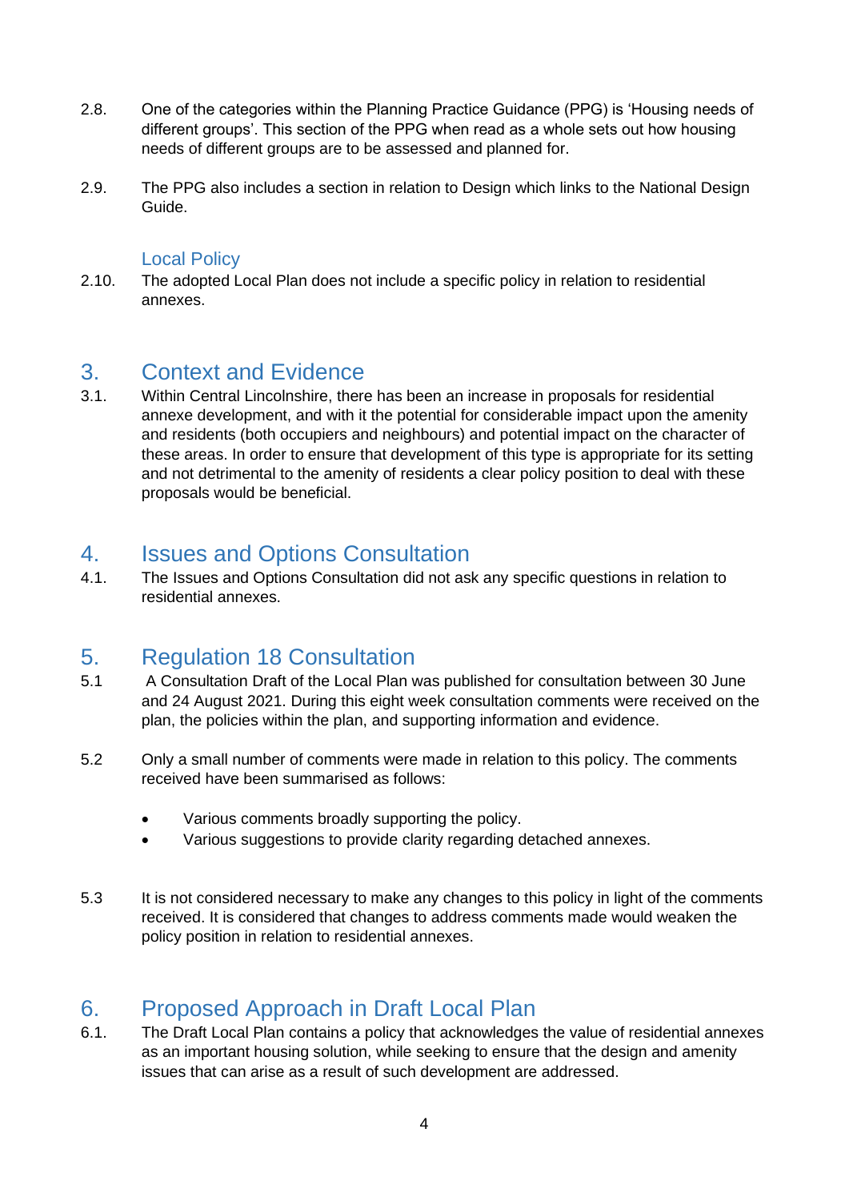2.8. One of the categories within the Planning Practice Guidance (PPG) is 'Housing needs of different groups'. This section of the PPG when read as a whole sets out how housing needs of different groups are to be assessed and planned for.

2.9. The PPG also includes a section in relation to Design which links to the National Design Guide.

### Local Policy

2.10. The adopted Local Plan does not include a specific policy in relation to residential annexes.

## 3. Context and Evidence

3.1. Within Central Lincolnshire, there has been an increase in proposals for residential annexe development, and with it the potential for considerable impact upon the amenity and residents (both occupiers and neighbours) and potential impact on the character of these areas. In order to ensure that development of this type is appropriate for its setting and not detrimental to the amenity of residents a clear policy position to deal with these proposals would be beneficial.

## 4. Issues and Options Consultation

4.1. The Issues and Options Consultation did not ask any specific questions in relation to residential annexes.

## 5. Regulation 18 Consultation

5.1 A Consultation Draft of the Local Plan was published for consultation between 30 June and 24 August 2021. During this eight week consultation comments were received on the plan, the policies within the plan, and supporting information and evidence.

5.2 Only a small number of comments were made in relation to this policy. The comments received have been summarised as follows:

- Various comments broadly supporting the policy.
- Various suggestions to provide clarity regarding detached annexes.

5.3 It is not considered necessary to make any changes to this policy in light of the comments received. It is considered that changes to address comments made would weaken the policy position in relation to residential annexes.

## 6. Proposed Approach in Draft Local Plan

6.1. The Draft Local Plan contains a policy that acknowledges the value of residential annexes as an important housing solution, while seeking to ensure that the design and amenity issues that can arise as a result of such development are addressed.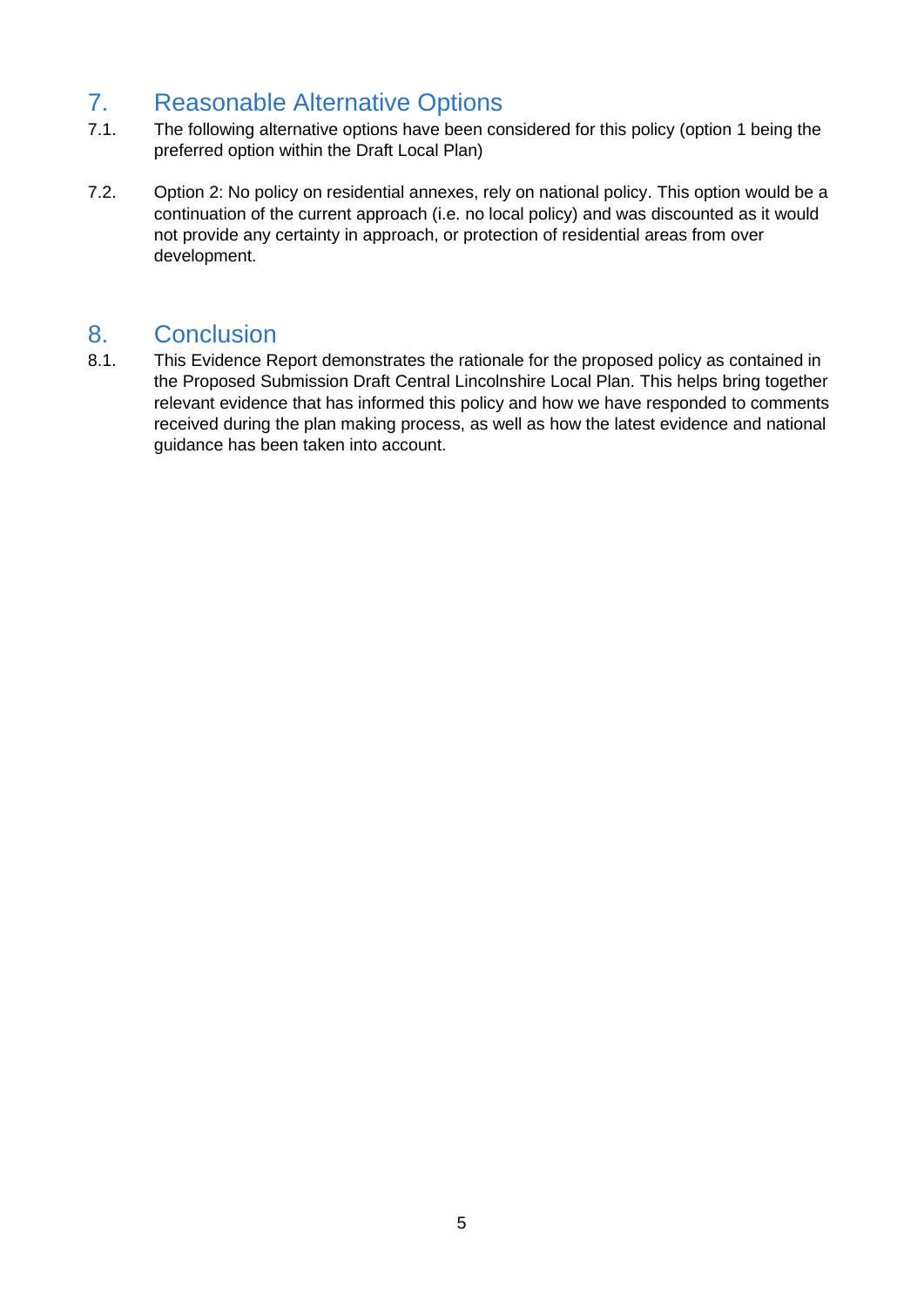# 7. Reasonable Alternative Options

7.1. The following alternative options have been considered for this policy (option 1 being the preferred option within the Draft Local Plan)

7.2. Option 2: No policy on residential annexes, rely on national policy. This option would be a continuation of the current approach (i.e. no local policy) and was discounted as it would not provide any certainty in approach, or protection of residential areas from over development.

# 8. Conclusion

8.1. This Evidence Report demonstrates the rationale for the proposed policy as contained in the Proposed Submission Draft Central Lincolnshire Local Plan. This helps bring together relevant evidence that has informed this policy and how we have responded to comments received during the plan making process, as well as how the latest evidence and national guidance has been taken into account.